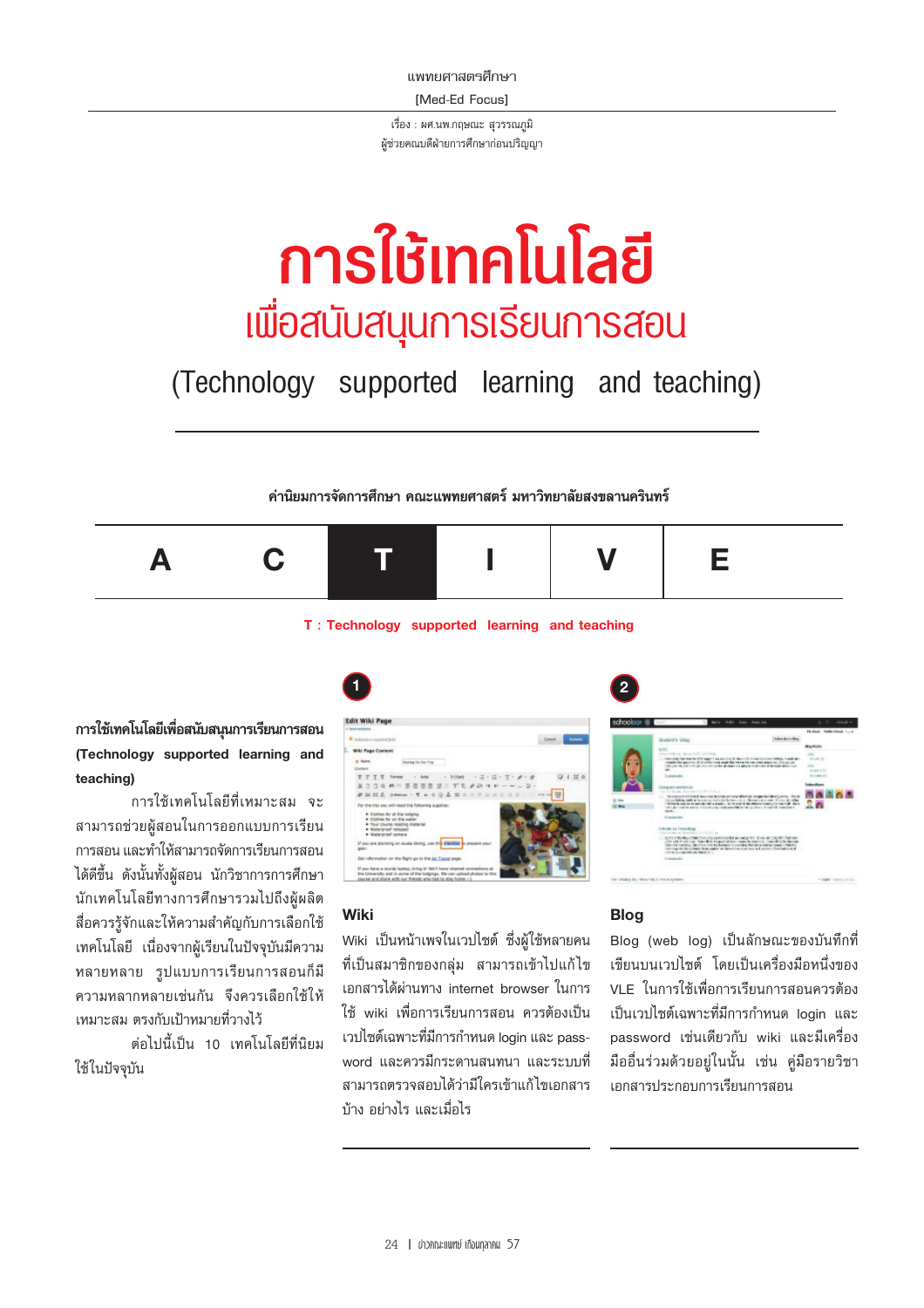แพทยศาสตรศึกษา

[Med-Ed Focus]

เรื่อง : ผศ.นพ.กฤษณะ สุวรรณภูมิ
ผู้ช่วยคณบดีฝ่ายการศึกษาก่อนปริญญา

# การใช้เทคโนโลยี

## เพื่อสนับสนุนการเรียนการสอน

## (Technology supported learning and teaching)

**ค่านิยมการจัดการศึกษา คณะแพทยศาสตร์ มหาวิทยาลัยสงขลานครินทร์**

| A | C | T | I | V | E |
|---|---|---|---|---|---|

**T : Technology supported learning and teaching**

**การใช้เทคโนโลยีเพื่อสนับสนุนการเรียนการสอน (Technology supported learning and teaching)**

การใช้เทคโนโลยีที่เหมาะสม จะสามารถช่วยผู้สอนในการออกแบบการเรียนการสอน และทำให้สามารถจัดการเรียนการสอนได้ดีขึ้น ดังนั้นทั้งผู้สอน นักวิชาการการศึกษา นักเทคโนโลยีทางการศึกษารวมไปถึงผู้ผลิตสื่อควรรู้จักและให้ความสำคัญกับการเลือกใช้เทคโนโลยี เนื่องจากผู้เรียนในปัจจุบันมีความหลายหลาย รูปแบบการเรียนการสอนก็มีความหลากหลายเช่นกัน จึงควรเลือกใช้ให้เหมาะสม ตรงกับเป้าหมายที่วางไว้

ต่อไปนี้เป็น 10 เทคโนโลยีที่นิยมใช้ในปัจจุบัน

**1**

### Wiki

Wiki เป็นหน้าเพจในเวปไซต์ ซึ่งผู้ใช้หลายคนที่เป็นสมาชิกของกลุ่ม สามารถเข้าไปแก้ไขเอกสารได้ผ่านทาง internet browser ในการใช้ wiki เพื่อการเรียนการสอน ควรต้องเป็นเวปไซต์เฉพาะที่มีการกำหนด login และ password และควรมีกระดานสนทนา และระบบที่สามารถตรวจสอบได้ว่ามีใครเข้าแก้ไขเอกสารบ้าง อย่างไร และเมื่อไร

**2**

### Blog

Blog (web log) เป็นลักษณะของบันทึกที่เขียนบนเวปไซต์ โดยเป็นเครื่องมือหนึ่งของ VLE ในการใช้เพื่อการเรียนการสอนควรต้องเป็นเวปไซต์เฉพาะที่มีการกำหนด login และ password เช่นเดียวกับ wiki และมีเครื่องมืออื่นร่วมด้วยอยู่ในนั้น เช่น คู่มือรายวิชา เอกสารประกอบการเรียนการสอน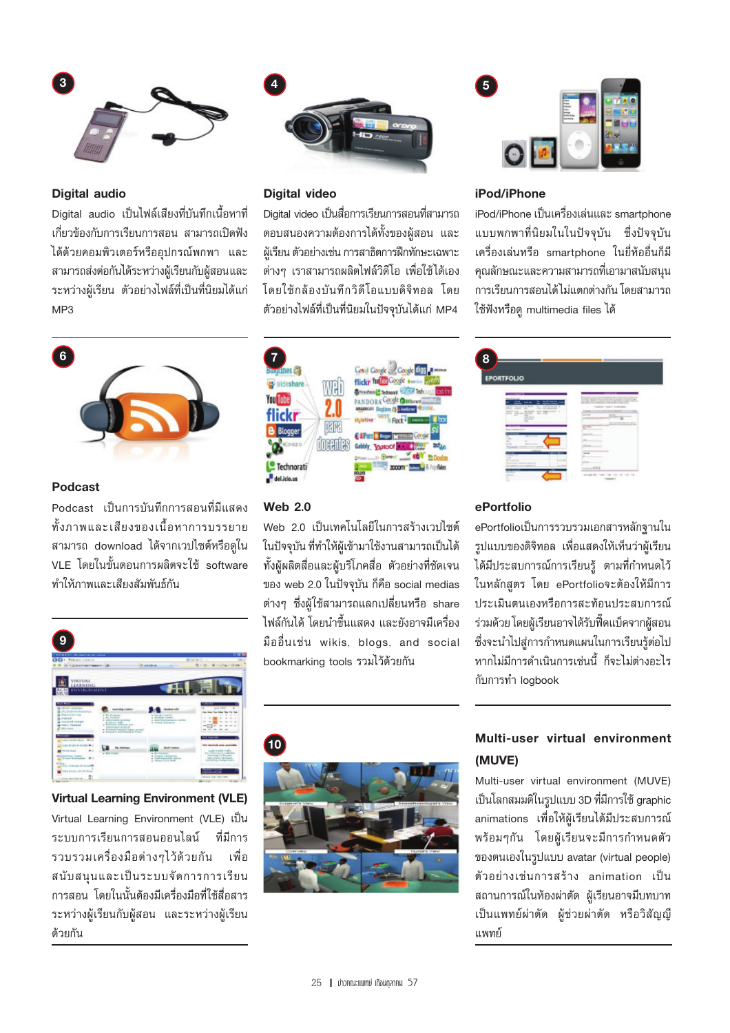3

### Digital audio

Digital audio เป็นไฟล์เสียงที่บันทึกเนื้อหาที่เกี่ยวข้องกับการเรียนการสอน สามารถเปิดฟังได้ด้วยคอมพิวเตอร์หรืออุปกรณ์พกพา และสามารถส่งต่อกันได้ระหว่างผู้เรียนกับผู้สอนและระหว่างผู้เรียน ตัวอย่างไฟล์ที่เป็นที่นิยมได้แก่ MP3

4

### Digital video

Digital video เป็นสื่อการเรียนการสอนที่สามารถตอบสนองความต้องการได้ทั้งของผู้สอน และผู้เรียน ตัวอย่างเช่น การสาธิตการฝึกทักษะเฉพาะต่างๆ เราสามารถผลิตไฟล์วิดีโอ เพื่อใช้ได้เองโดยใช้กล้องบันทึกวิดีโอแบบดิจิทอล โดยตัวอย่างไฟล์ที่เป็นที่นิยมในปัจจุบันได้แก่ MP4

5

### iPod/iPhone

iPod/iPhone เป็นเครื่องเล่นและ smartphone แบบพกพาที่นิยมใช้ในปัจจุบัน ซึ่งปัจจุบันเครื่องเล่นหรือ smartphone ในยี่ห้ออื่นก็มีคุณลักษณะและความสามารถที่เอามาสนับสนุนการเรียนการสอนได้ไม่แตกต่างกัน โดยสามารถใช้ฟังหรือดู multimedia files ได้

6

### Podcast

Podcast เป็นการบันทึกการสอนที่มีแสดงทั้งภาพและเสียงของเนื้อหาการบรรยาย สามารถ download ได้จากเวปไซต์หรือดูใน VLE โดยในขั้นตอนการผลิตจะใช้ software ทำให้ภาพและเสียงสัมพันธ์กัน

7

### Web 2.0

Web 2.0 เป็นเทคโนโลยีในการสร้างเวปไซต์ในปัจจุบัน ที่ทำให้ผู้เข้ามาใช้งานสามารถเป็นได้ทั้งผู้ผลิตสื่อและผู้บริโภคสื่อ ตัวอย่างที่ชัดเจนของ web 2.0 ในปัจจุบัน ก็คือ social medias ต่างๆ ซึ่งผู้ใช้สามารถแลกเปลี่ยนหรือ share ไฟล์กันได้ โดยนำขึ้นแสดง และยังอาจมีเครื่องมืออื่นเช่น wikis, blogs, and social bookmarking tools รวมไว้ด้วยกัน

8

### ePortfolio

ePortfolioเป็นการรวบรวมเอกสารหลักฐานในรูปแบบของดิจิทอล เพื่อแสดงให้เห็นว่าผู้เรียนได้มีประสบการณ์การเรียนรู้ ตามที่กำหนดไว้ในหลักสูตร โดย ePortfolioจะต้องให้มีการประเมินตนเองหรือการสะท้อนประสบการณ์ร่วมด้วย โดยผู้เรียนอาจได้รับฟีดแบ็คจากผู้สอน ซึ่งจะนำไปสู่การกำหนดแผนในการเรียนรู้ต่อไป หากไม่มีการดำเนินการเช่นนี้ ก็จะไม่ต่างอะไรกับการทำ logbook

9

### Virtual Learning Environment (VLE)

Virtual Learning Environment (VLE) เป็นระบบการเรียนการสอนออนไลน์ ที่มีการรวบรวมเครื่องมือต่างๆไว้ด้วยกัน เพื่อสนับสนุนและเป็นระบบจัดการการเรียนการสอน โดยในนั้นต้องมีเครื่องมือที่ใช้สื่อสารระหว่างผู้เรียนกับผู้สอน และระหว่างผู้เรียนด้วยกัน

10

### Multi-user virtual environment (MUVE)

Multi-user virtual environment (MUVE) เป็นโลกสมมติในรูปแบบ 3D ที่มีการใช้ graphic animations เพื่อให้ผู้เรียนได้มีประสบการณ์พร้อมๆกัน โดยผู้เรียนจะมีการกำหนดตัวของตนเองในรูปแบบ avatar (virtual people) ตัวอย่างเช่นการสร้าง animation เป็นสถานการณ์ในห้องผ่าตัด ผู้เรียนอาจมีบทบาทเป็นแพทย์ผ่าตัด ผู้ช่วยผ่าตัด หรือวิสัญญีแพทย์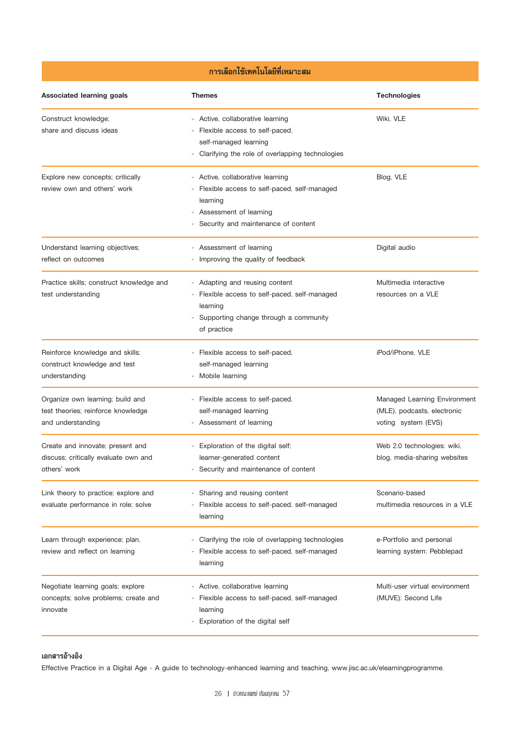| การเลือกใช้เทคโนโลยีที่เหมาะสม | | |
|---|---|---|
| **Associated learning goals** | **Themes** | **Technologies** |
| Construct knowledge; share and discuss ideas | - Active, collaborative learning<br>- Flexible access to self-paced, self-managed learning<br>- Clarifying the role of overlapping technologies | Wiki, VLE |
| Explore new concepts; critically review own and others' work | - Active, collaborative learning<br>- Flexible access to self-paced, self-managed learning<br>- Assessment of learning<br>- Security and maintenance of content | Blog, VLE |
| Understand learning objectives; reflect on outcomes | - Assessment of learning<br>- Improving the quality of feedback | Digital audio |
| Practice skills; construct knowledge and test understanding | - Adapting and reusing content<br>- Flexible access to self-paced, self-managed learning<br>- Supporting change through a community of practice | Multimedia interactive resources on a VLE |
| Reinforce knowledge and skills; construct knowledge and test understanding | - Flexible access to self-paced, self-managed learning<br>- Mobile learning | iPod/iPhone, VLE |
| Organize own learning; build and test theories; reinforce knowledge and understanding | - Flexible access to self-paced, self-managed learning<br>- Assessment of learning | Managed Learning Environment (MLE), podcasts, electronic voting system (EVS) |
| Create and innovate; present and discuss; critically evaluate own and others' work | - Exploration of the digital self; learner-generated content<br>- Security and maintenance of content | Web 2.0 technologies: wiki, blog, media-sharing websites |
| Link theory to practice; explore and evaluate performance in role; solve | - Sharing and reusing content<br>- Flexible access to self-paced, self-managed learning | Scenario-based multimedia resources in a VLE |
| Learn through experience; plan, review and reflect on learning | - Clarifying the role of overlapping technologies<br>- Flexible access to self-paced, self-managed learning | e-Portfolio and personal learning system: Pebblepad |
| Negotiate learning goals; explore concepts; solve problems; create and innovate | - Active, collaborative learning<br>- Flexible access to self-paced, self-managed learning<br>- Exploration of the digital self | Multi-user virtual environment (MUVE): Second Life |

**เอกสารอ้างอิง**

Effective Practice in a Digital Age - A guide to technology-enhanced learning and teaching, www.jisc.ac.uk/elearningprogramme.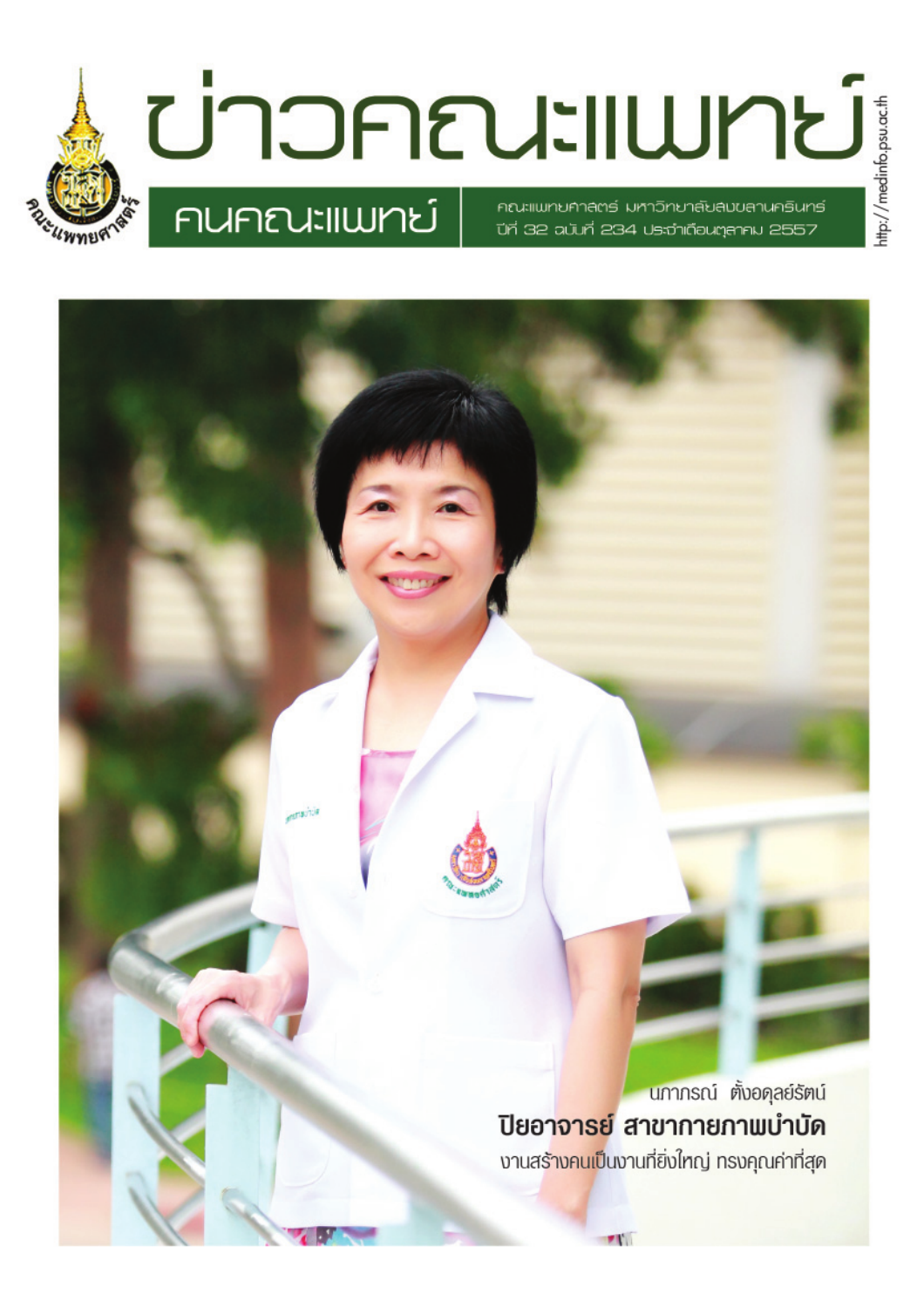# ข่าวคณะแพทย์

## คนคณะแพทย์

คณะแพทยศาสตร์ มหาวิทยาลัยสงขลานครินทร์
ปีที่ 32 ฉบับที่ 234 ประจำเดือนตุลาคม 2557

http://medinfo.psu.ac.th

นภาภรณ์ ตั้งอดุลย์รัตน์

**ปิยอาจารย์ สาขากายภาพบำบัด**

งานสร้างคนเป็นงานที่ยิ่งใหญ่ ทรงคุณค่าที่สุด